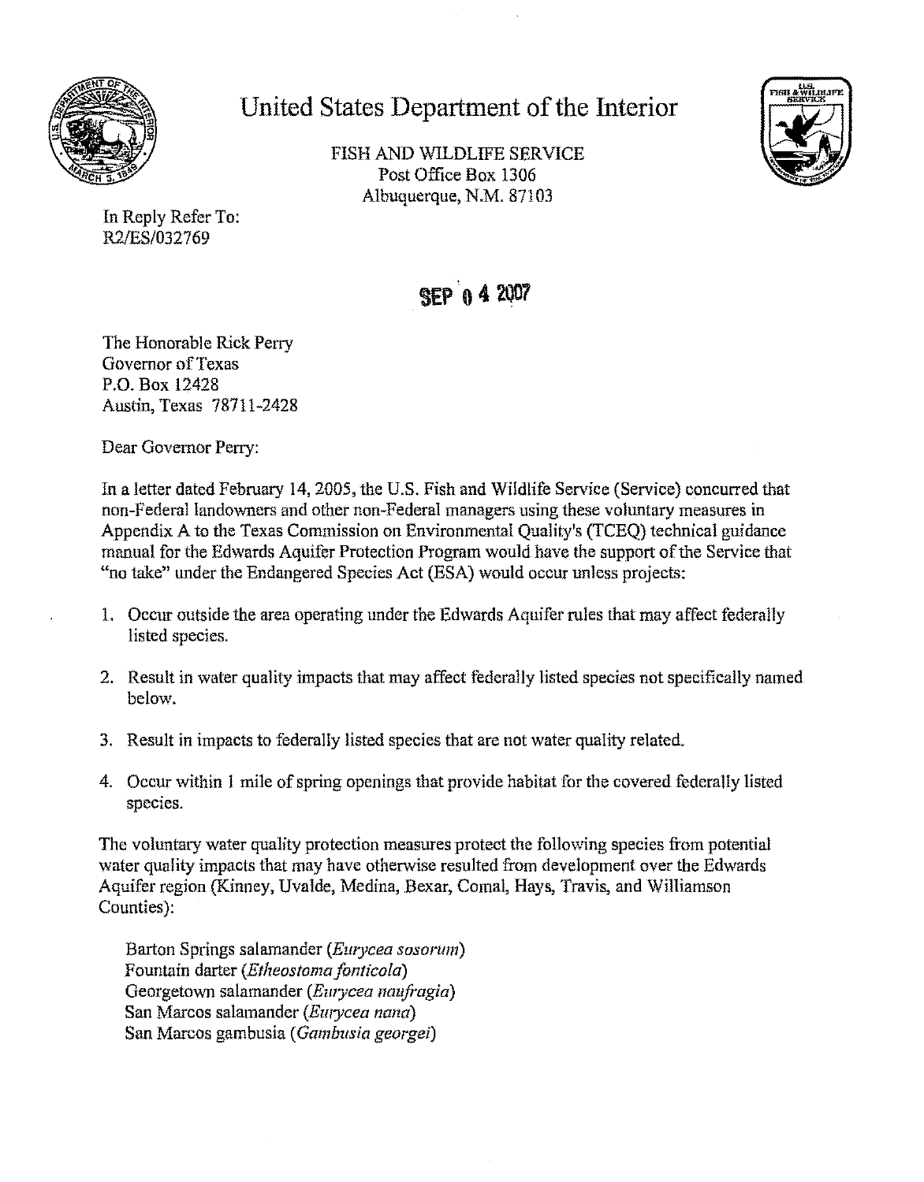# United States Department of the Interior

FISH AND WILDLIFE SERVICE
Post Office Box 1306
Albuquerque, N.M. 87103

In Reply Refer To:
R2/ES/032769

SEP 04 2007

The Honorable Rick Perry
Governor of Texas
P.O. Box 12428
Austin, Texas 78711-2428

Dear Governor Perry:

In a letter dated February 14, 2005, the U.S. Fish and Wildlife Service (Service) concurred that non-Federal landowners and other non-Federal managers using these voluntary measures in Appendix A to the Texas Commission on Environmental Quality's (TCEQ) technical guidance manual for the Edwards Aquifer Protection Program would have the support of the Service that "no take" under the Endangered Species Act (ESA) would occur unless projects:

1. Occur outside the area operating under the Edwards Aquifer rules that may affect federally listed species.
2. Result in water quality impacts that may affect federally listed species not specifically named below.
3. Result in impacts to federally listed species that are not water quality related.
4. Occur within 1 mile of spring openings that provide habitat for the covered federally listed species.

The voluntary water quality protection measures protect the following species from potential water quality impacts that may have otherwise resulted from development over the Edwards Aquifer region (Kinney, Uvalde, Medina, Bexar, Comal, Hays, Travis, and Williamson Counties):

Barton Springs salamander (*Eurycea sosorum*)
Fountain darter (*Etheostoma fonticola*)
Georgetown salamander (*Eurycea naufragia*)
San Marcos salamander (*Eurycea nana*)
San Marcos gambusia (*Gambusia georgei*)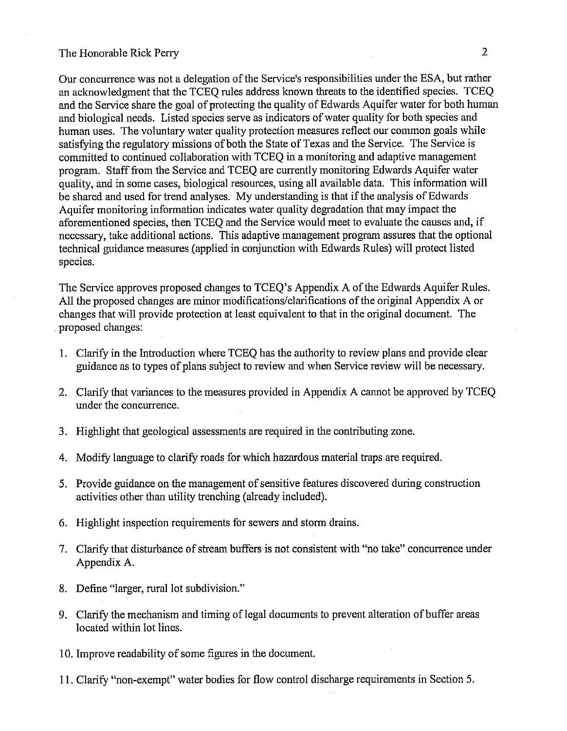Our concurrence was not a delegation of the Service's responsibilities under the ESA, but rather an acknowledgment that the TCEQ rules address known threats to the identified species. TCEQ and the Service share the goal of protecting the quality of Edwards Aquifer water for both human and biological needs. Listed species serve as indicators of water quality for both species and human uses. The voluntary water quality protection measures reflect our common goals while satisfying the regulatory missions of both the State of Texas and the Service. The Service is committed to continued collaboration with TCEQ in a monitoring and adaptive management program. Staff from the Service and TCEQ are currently monitoring Edwards Aquifer water quality, and in some cases, biological resources, using all available data. This information will be shared and used for trend analyses. My understanding is that if the analysis of Edwards Aquifer monitoring information indicates water quality degradation that may impact the aforementioned species, then TCEQ and the Service would meet to evaluate the causes and, if necessary, take additional actions. This adaptive management program assures that the optional technical guidance measures (applied in conjunction with Edwards Rules) will protect listed species.

The Service approves proposed changes to TCEQ's Appendix A of the Edwards Aquifer Rules. All the proposed changes are minor modifications/clarifications of the original Appendix A or changes that will provide protection at least equivalent to that in the original document. The proposed changes:

1. Clarify in the Introduction where TCEQ has the authority to review plans and provide clear guidance as to types of plans subject to review and when Service review will be necessary.

2. Clarify that variances to the measures provided in Appendix A cannot be approved by TCEQ under the concurrence.

3. Highlight that geological assessments are required in the contributing zone.

4. Modify language to clarify roads for which hazardous material traps are required.

5. Provide guidance on the management of sensitive features discovered during construction activities other than utility trenching (already included).

6. Highlight inspection requirements for sewers and storm drains.

7. Clarify that disturbance of stream buffers is not consistent with "no take" concurrence under Appendix A.

8. Define "larger, rural lot subdivision."

9. Clarify the mechanism and timing of legal documents to prevent alteration of buffer areas located within lot lines.

10. Improve readability of some figures in the document.

11. Clarify "non-exempt" water bodies for flow control discharge requirements in Section 5.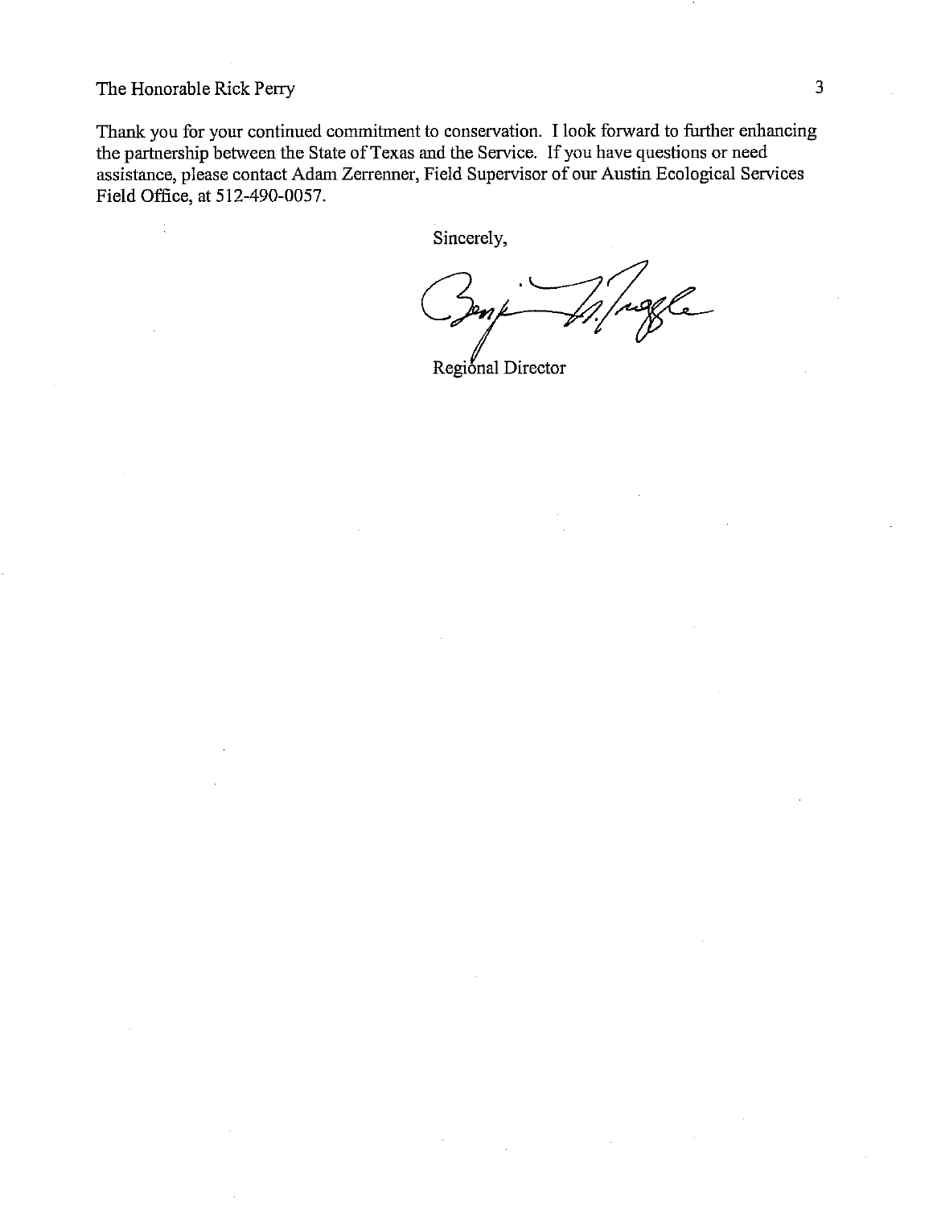Thank you for your continued commitment to conservation. I look forward to further enhancing the partnership between the State of Texas and the Service. If you have questions or need assistance, please contact Adam Zerrenner, Field Supervisor of our Austin Ecological Services Field Office, at 512-490-0057.

Sincerely,

Regional Director